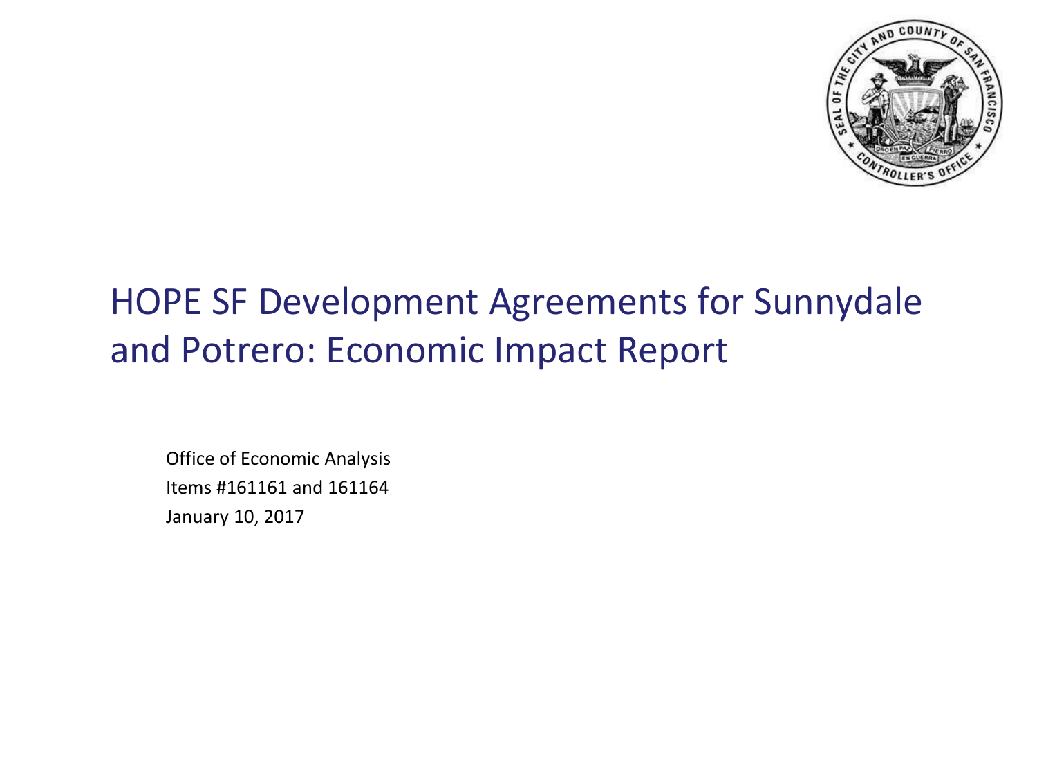# HOPE SF Development Agreements for Sunnydale and Potrero: Economic Impact Report

Office of Economic Analysis

Items #161161 and 161164

January 10, 2017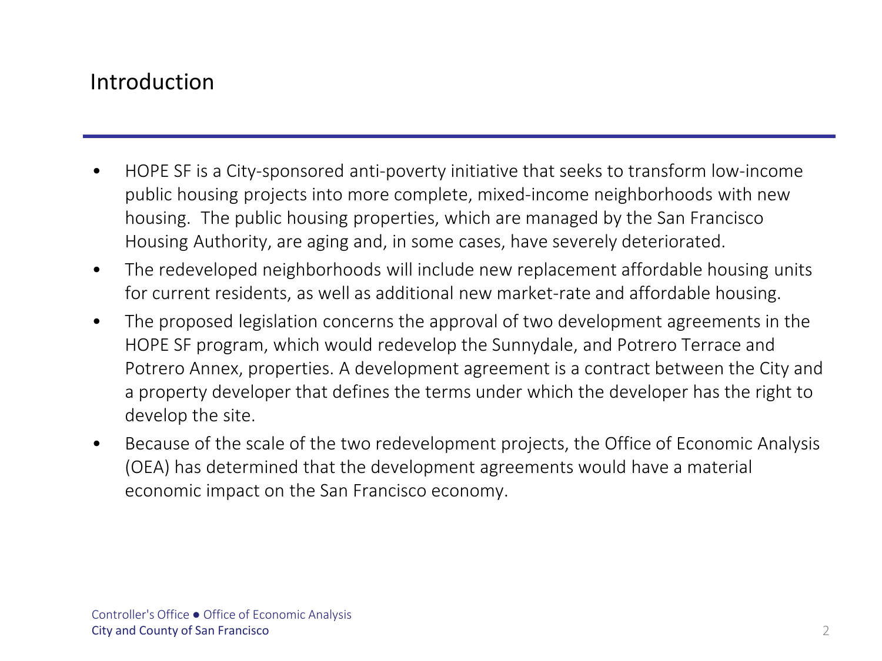## Introduction

- HOPE SF is a City-sponsored anti-poverty initiative that seeks to transform low-income public housing projects into more complete, mixed-income neighborhoods with new housing. The public housing properties, which are managed by the San Francisco Housing Authority, are aging and, in some cases, have severely deteriorated.
- The redeveloped neighborhoods will include new replacement affordable housing units for current residents, as well as additional new market-rate and affordable housing.
- The proposed legislation concerns the approval of two development agreements in the HOPE SF program, which would redevelop the Sunnydale, and Potrero Terrace and Potrero Annex, properties. A development agreement is a contract between the City and a property developer that defines the terms under which the developer has the right to develop the site.
- Because of the scale of the two redevelopment projects, the Office of Economic Analysis (OEA) has determined that the development agreements would have a material economic impact on the San Francisco economy.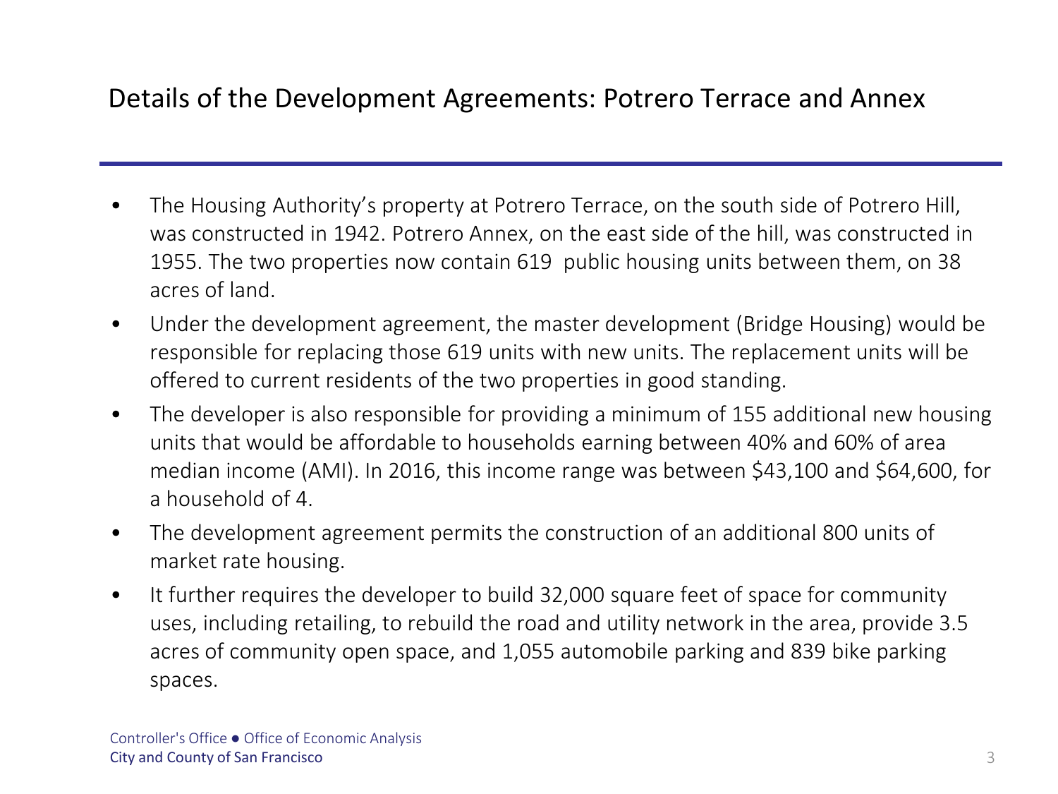# Details of the Development Agreements: Potrero Terrace and Annex

- The Housing Authority's property at Potrero Terrace, on the south side of Potrero Hill, was constructed in 1942. Potrero Annex, on the east side of the hill, was constructed in 1955. The two properties now contain 619 public housing units between them, on 38 acres of land.
- Under the development agreement, the master development (Bridge Housing) would be responsible for replacing those 619 units with new units. The replacement units will be offered to current residents of the two properties in good standing.
- The developer is also responsible for providing a minimum of 155 additional new housing units that would be affordable to households earning between 40% and 60% of area median income (AMI). In 2016, this income range was between $43,100 and $64,600, for a household of 4.
- The development agreement permits the construction of an additional 800 units of market rate housing.
- It further requires the developer to build 32,000 square feet of space for community uses, including retailing, to rebuild the road and utility network in the area, provide 3.5 acres of community open space, and 1,055 automobile parking and 839 bike parking spaces.

Controller's Office ● Office of Economic Analysis
City and County of San Francisco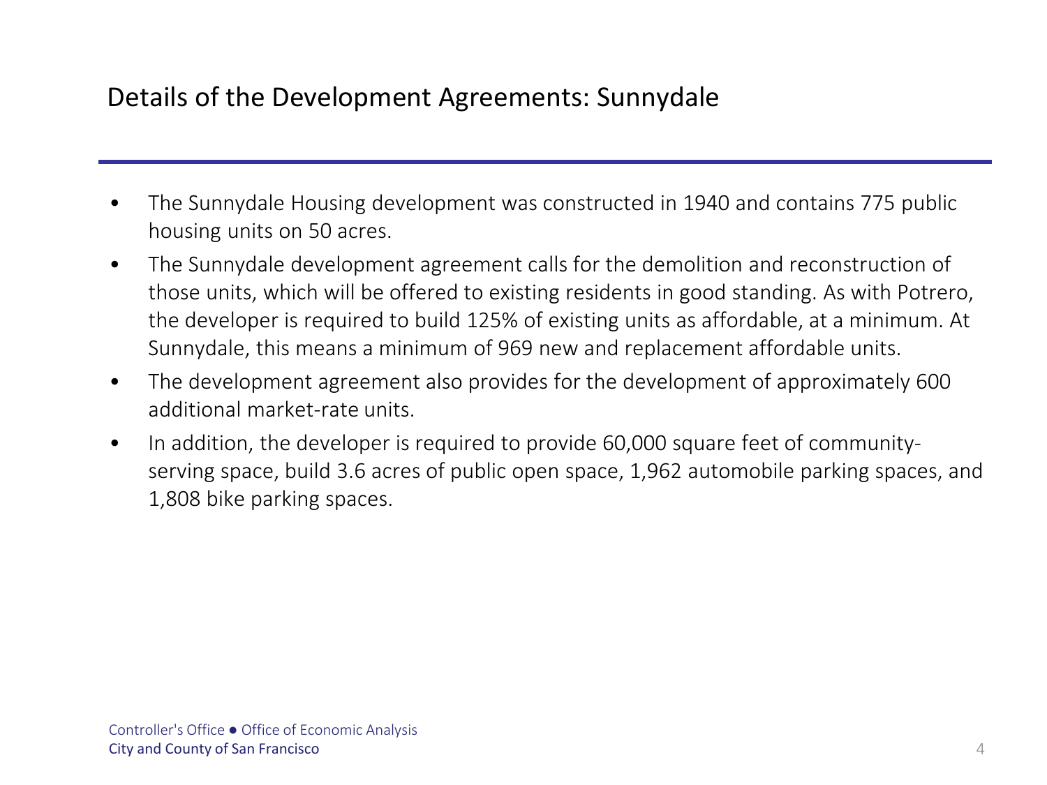# Details of the Development Agreements: Sunnydale

- The Sunnydale Housing development was constructed in 1940 and contains 775 public housing units on 50 acres.
- The Sunnydale development agreement calls for the demolition and reconstruction of those units, which will be offered to existing residents in good standing. As with Potrero, the developer is required to build 125% of existing units as affordable, at a minimum. At Sunnydale, this means a minimum of 969 new and replacement affordable units.
- The development agreement also provides for the development of approximately 600 additional market-rate units.
- In addition, the developer is required to provide 60,000 square feet of community-serving space, build 3.6 acres of public open space, 1,962 automobile parking spaces, and 1,808 bike parking spaces.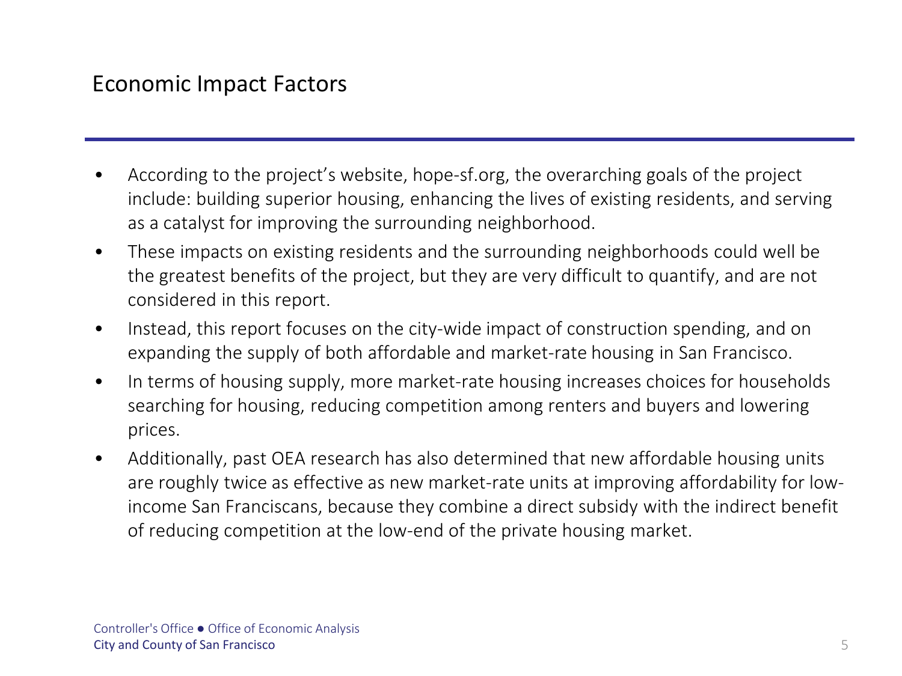## Economic Impact Factors

- According to the project's website, hope-sf.org, the overarching goals of the project include: building superior housing, enhancing the lives of existing residents, and serving as a catalyst for improving the surrounding neighborhood.
- These impacts on existing residents and the surrounding neighborhoods could well be the greatest benefits of the project, but they are very difficult to quantify, and are not considered in this report.
- Instead, this report focuses on the city-wide impact of construction spending, and on expanding the supply of both affordable and market-rate housing in San Francisco.
- In terms of housing supply, more market-rate housing increases choices for households searching for housing, reducing competition among renters and buyers and lowering prices.
- Additionally, past OEA research has also determined that new affordable housing units are roughly twice as effective as new market-rate units at improving affordability for low-income San Franciscans, because they combine a direct subsidy with the indirect benefit of reducing competition at the low-end of the private housing market.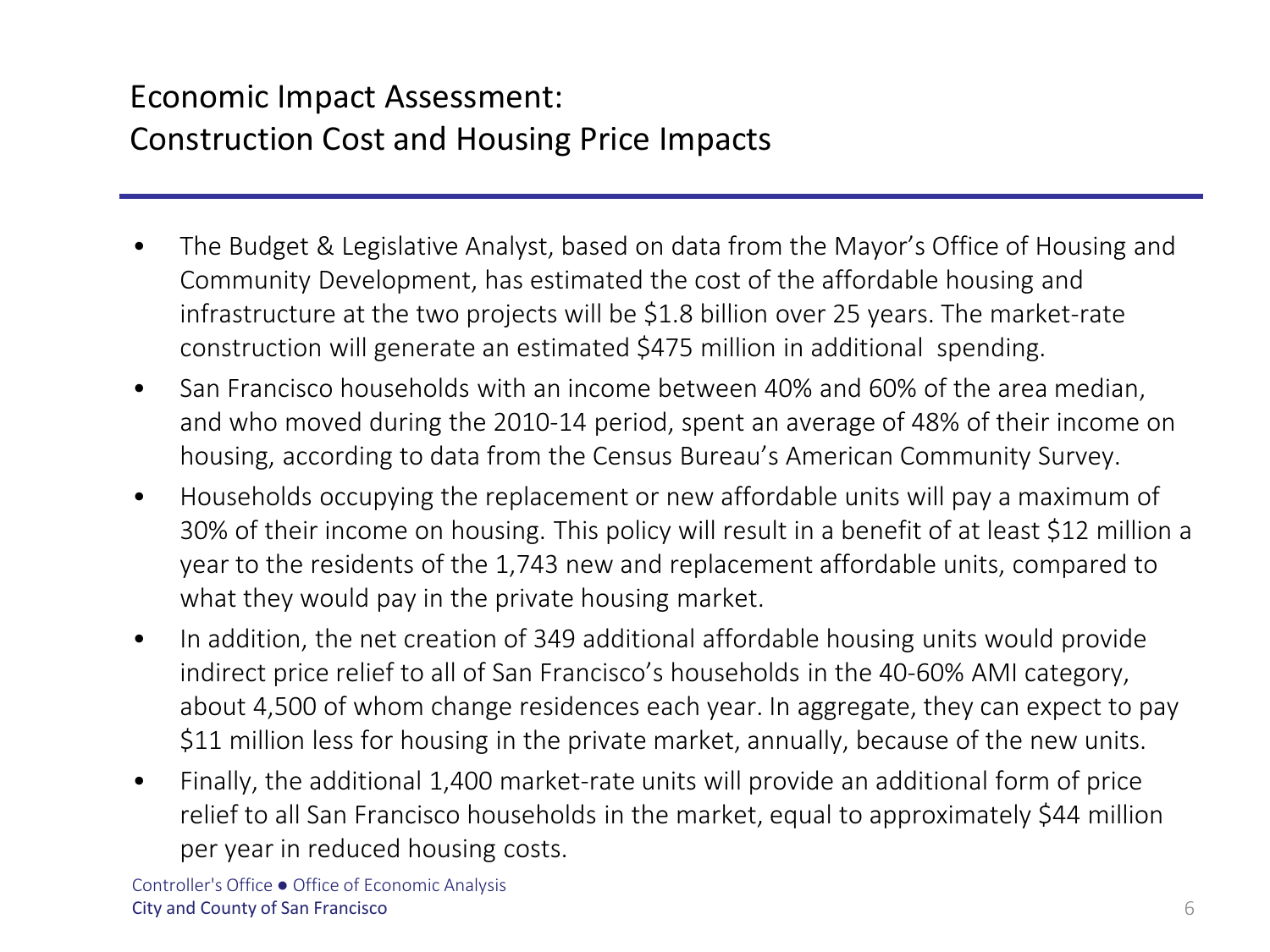# Economic Impact Assessment: Construction Cost and Housing Price Impacts

- The Budget & Legislative Analyst, based on data from the Mayor's Office of Housing and Community Development, has estimated the cost of the affordable housing and infrastructure at the two projects will be $1.8 billion over 25 years. The market-rate construction will generate an estimated $475 million in additional spending.
- San Francisco households with an income between 40% and 60% of the area median, and who moved during the 2010-14 period, spent an average of 48% of their income on housing, according to data from the Census Bureau's American Community Survey.
- Households occupying the replacement or new affordable units will pay a maximum of 30% of their income on housing. This policy will result in a benefit of at least $12 million a year to the residents of the 1,743 new and replacement affordable units, compared to what they would pay in the private housing market.
- In addition, the net creation of 349 additional affordable housing units would provide indirect price relief to all of San Francisco's households in the 40-60% AMI category, about 4,500 of whom change residences each year. In aggregate, they can expect to pay $11 million less for housing in the private market, annually, because of the new units.
- Finally, the additional 1,400 market-rate units will provide an additional form of price relief to all San Francisco households in the market, equal to approximately $44 million per year in reduced housing costs.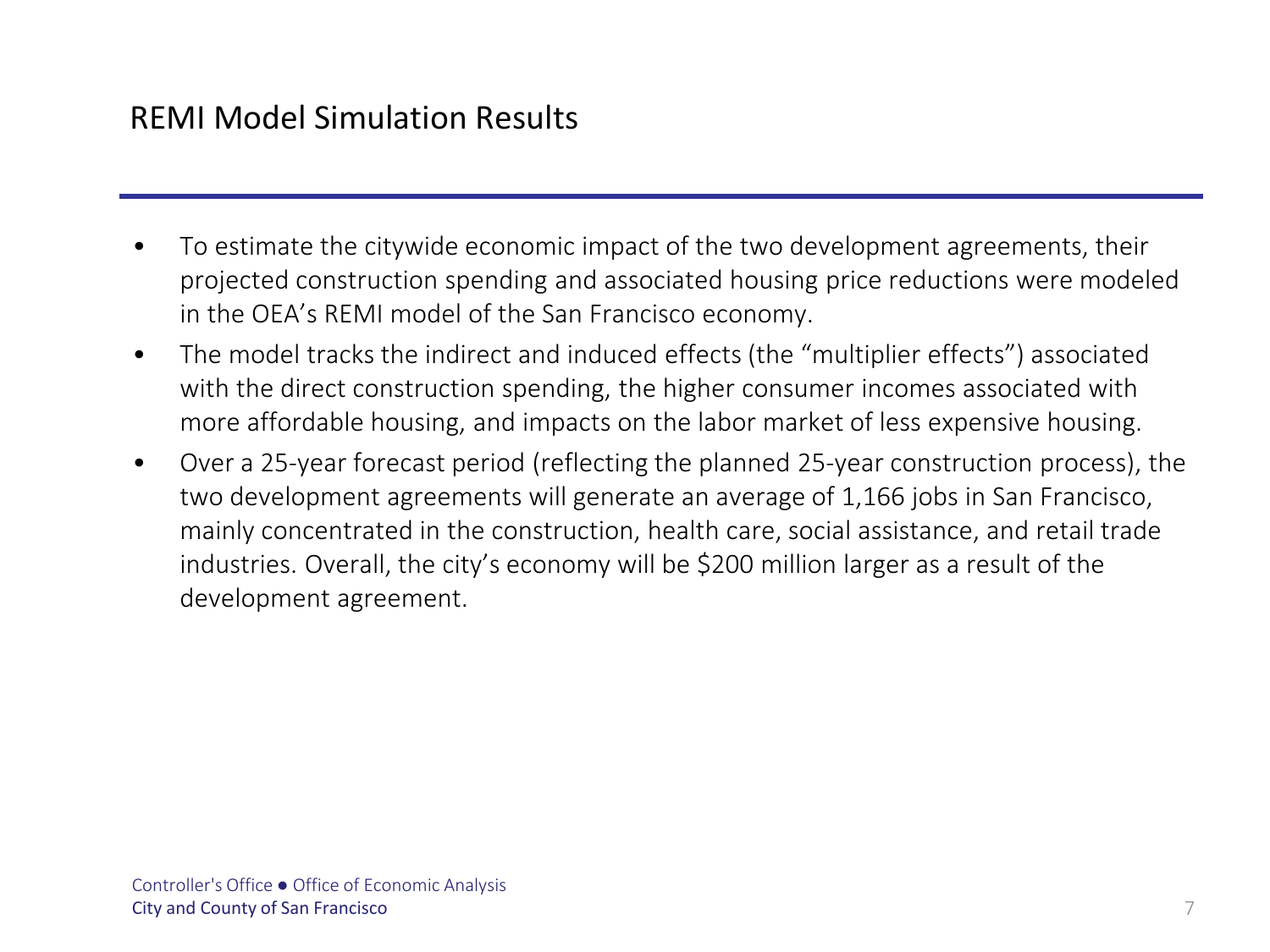## REMI Model Simulation Results

- To estimate the citywide economic impact of the two development agreements, their projected construction spending and associated housing price reductions were modeled in the OEA's REMI model of the San Francisco economy.
- The model tracks the indirect and induced effects (the "multiplier effects") associated with the direct construction spending, the higher consumer incomes associated with more affordable housing, and impacts on the labor market of less expensive housing.
- Over a 25-year forecast period (reflecting the planned 25-year construction process), the two development agreements will generate an average of 1,166 jobs in San Francisco, mainly concentrated in the construction, health care, social assistance, and retail trade industries. Overall, the city's economy will be $200 million larger as a result of the development agreement.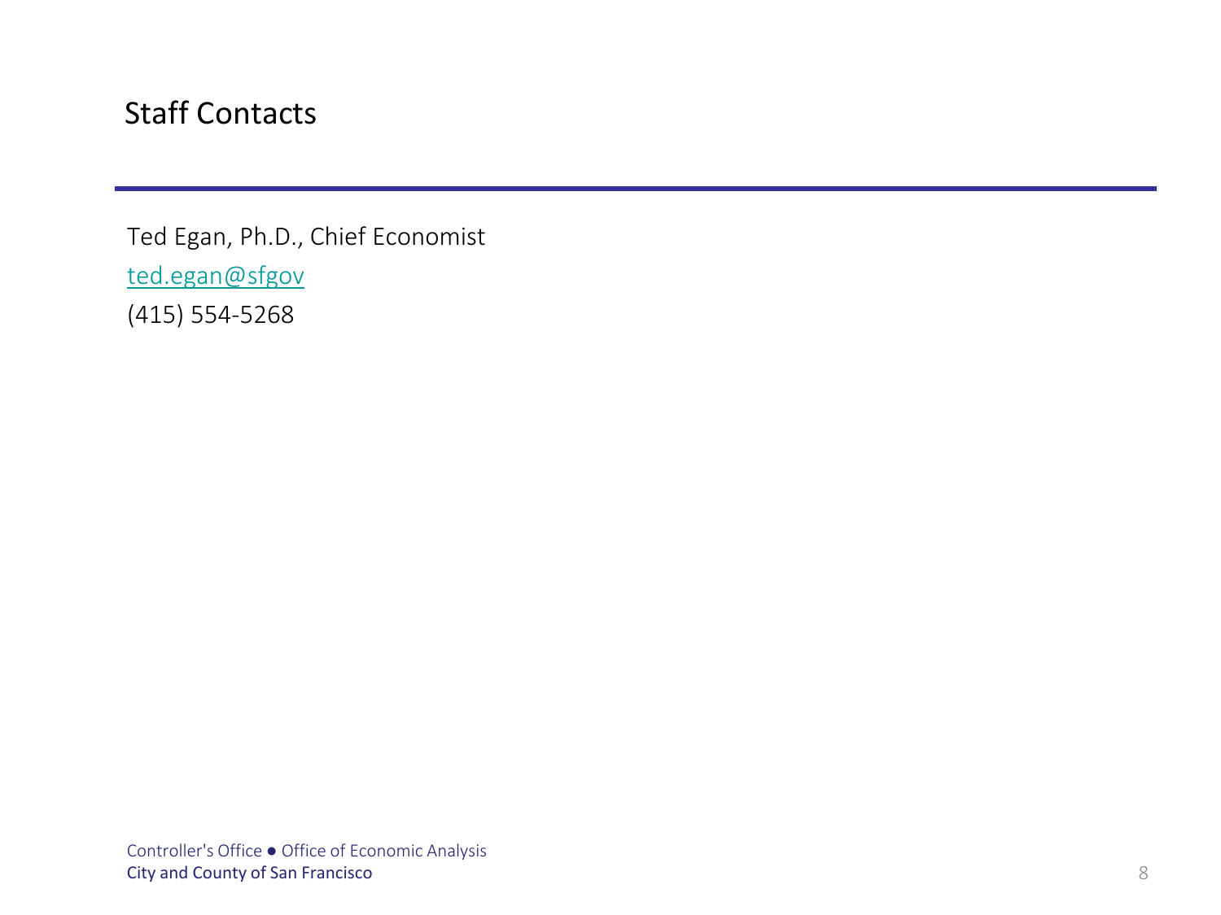## Staff Contacts

Ted Egan, Ph.D., Chief Economist

ted.egan@sfgov

(415) 554-5268